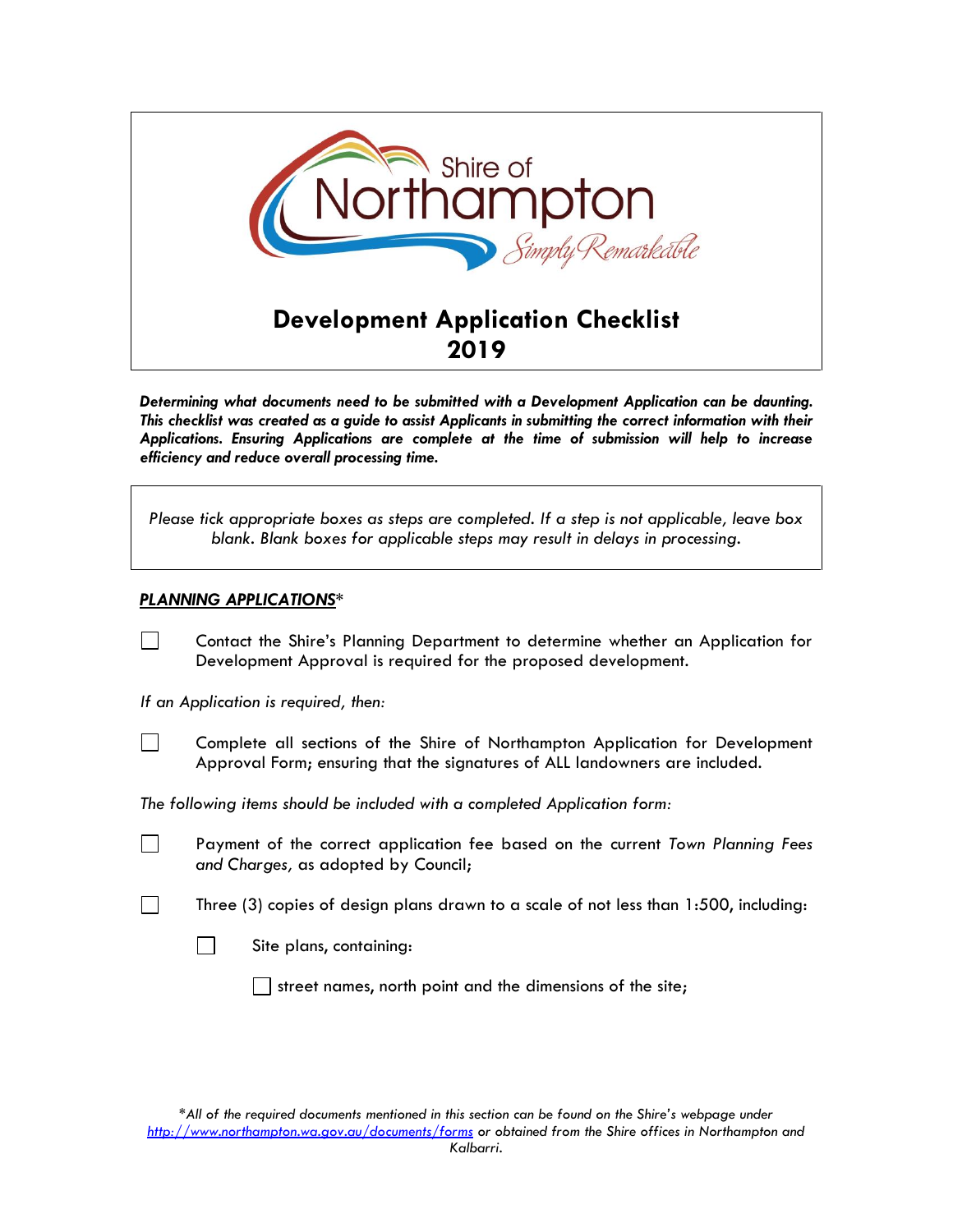Shire of Northampton
*Simply Remarkable*

# Development Application Checklist 2019

***Determining what documents need to be submitted with a Development Application can be daunting. This checklist was created as a guide to assist Applicants in submitting the correct information with their Applications. Ensuring Applications are complete at the time of submission will help to increase efficiency and reduce overall processing time.***

*Please tick appropriate boxes as steps are completed. If a step is not applicable, leave box blank. Blank boxes for applicable steps may result in delays in processing.*

## ***PLANNING APPLICATIONS****

- [ ] Contact the Shire's Planning Department to determine whether an Application for Development Approval is required for the proposed development.

*If an Application is required, then:*

- [ ] Complete all sections of the Shire of Northampton Application for Development Approval Form; ensuring that the signatures of ALL landowners are included.

*The following items should be included with a completed Application form:*

- [ ] Payment of the correct application fee based on the current *Town Planning Fees and Charges,* as adopted by Council;
- [ ] Three (3) copies of design plans drawn to a scale of not less than 1:500, including:
  - [ ] Site plans, containing:
    - [ ] street names, north point and the dimensions of the site;

**All of the required documents mentioned in this section can be found on the Shire's webpage under [http://www.northampton.wa.gov.au/documents/forms](http://www.northampton.wa.gov.au/documents/forms) or obtained from the Shire offices in Northampton and Kalbarri.*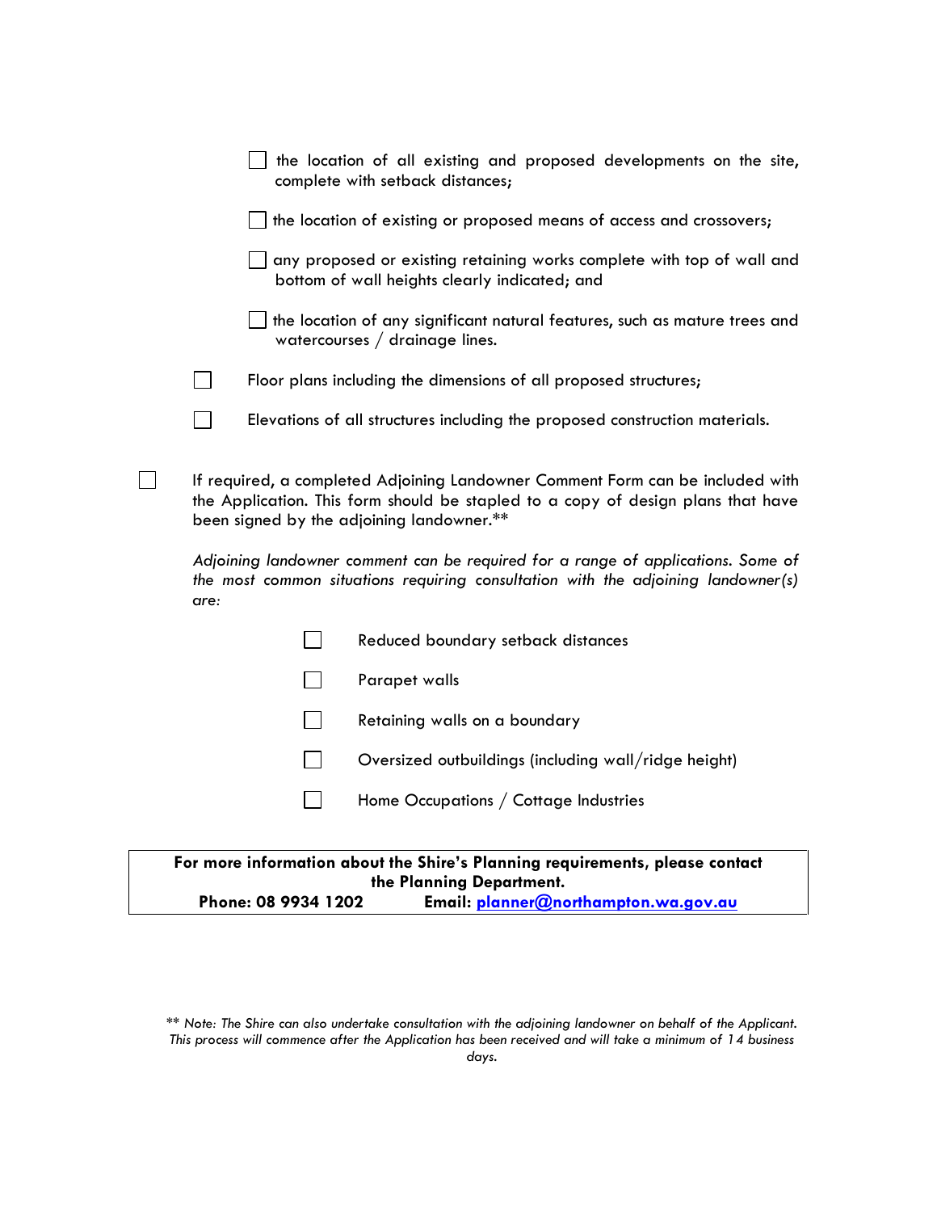- [ ] the location of all existing and proposed developments on the site, complete with setback distances;
- [ ] the location of existing or proposed means of access and crossovers;
- [ ] any proposed or existing retaining works complete with top of wall and bottom of wall heights clearly indicated; and
- [ ] the location of any significant natural features, such as mature trees and watercourses / drainage lines.

- [ ] Floor plans including the dimensions of all proposed structures;
- [ ] Elevations of all structures including the proposed construction materials.

- [ ] If required, a completed Adjoining Landowner Comment Form can be included with the Application. This form should be stapled to a copy of design plans that have been signed by the adjoining landowner.**

*Adjoining landowner comment can be required for a range of applications. Some of the most common situations requiring consultation with the adjoining landowner(s) are:*

- [ ] Reduced boundary setback distances
- [ ] Parapet walls
- [ ] Retaining walls on a boundary
- [ ] Oversized outbuildings (including wall/ridge height)
- [ ] Home Occupations / Cottage Industries

| |
|---|
| **For more information about the Shire's Planning requirements, please contact the Planning Department.** |
| **Phone: 08 9934 1202 &nbsp;&nbsp;&nbsp;&nbsp; Email: planner@northampton.wa.gov.au** |

*** Note: The Shire can also undertake consultation with the adjoining landowner on behalf of the Applicant. This process will commence after the Application has been received and will take a minimum of 14 business days.*